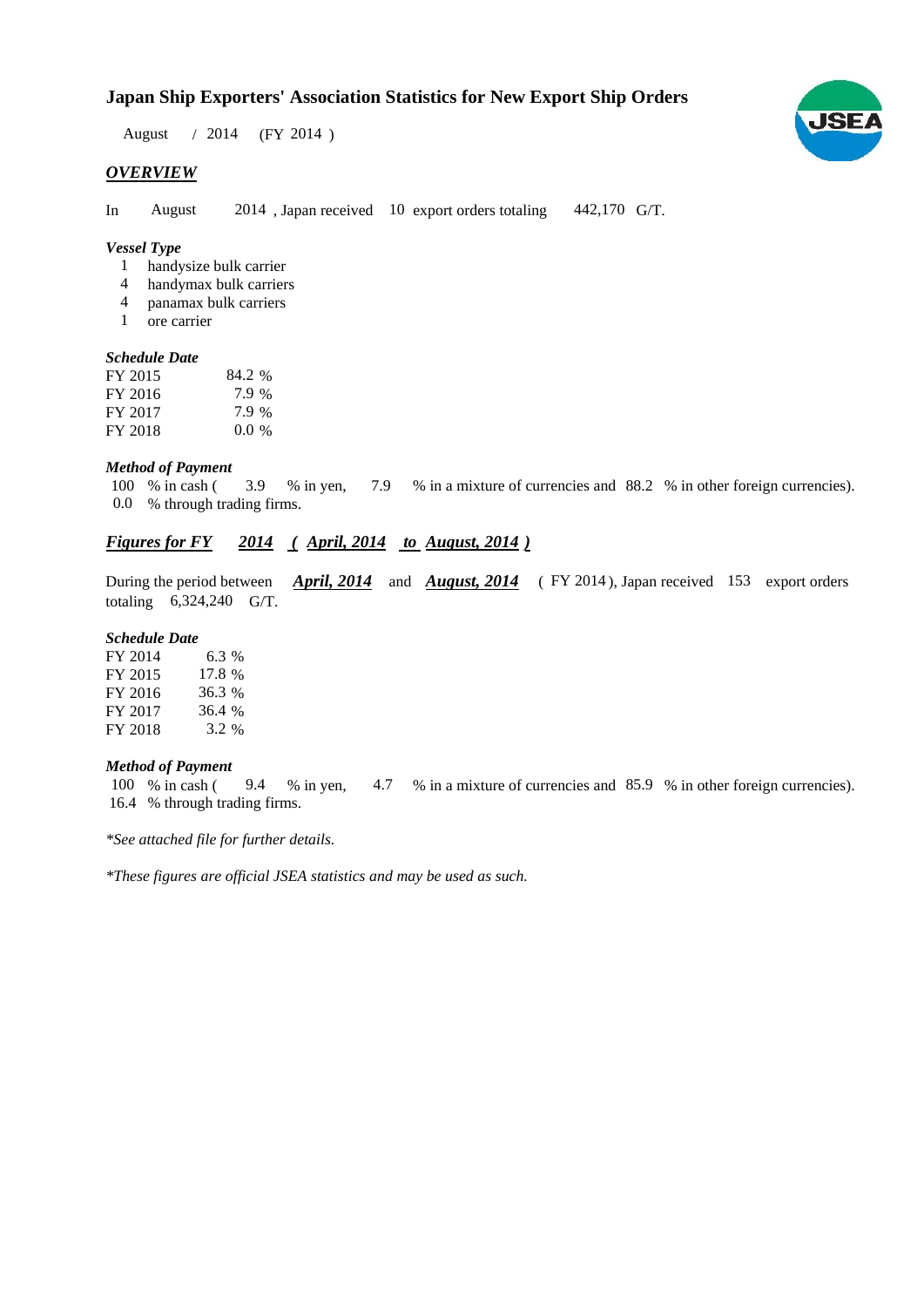# Japan Ship Exporters' Association Statistics for New Export Ship Orders

August / 2014 (FY 2014 )

## *OVERVIEW*

In August 2014 , Japan received 10 export orders totaling 442,170 G/T.

### *Vessel Type*

1 handysize bulk carrier
4 handymax bulk carriers
4 panamax bulk carriers
1 ore carrier

### *Schedule Date*

| | |
|---|---|
| FY 2015 | 84.2 % |
| FY 2016 | 7.9 % |
| FY 2017 | 7.9 % |
| FY 2018 | 0.0 % |

### *Method of Payment*

100 % in cash ( 3.9 % in yen, 7.9 % in a mixture of currencies and 88.2 % in other foreign currencies).
0.0 % through trading firms.

## ***Figures for FY 2014 ( April, 2014 to August, 2014 )***

During the period between ***April, 2014*** and ***August, 2014*** ( FY 2014 ), Japan received 153 export orders totaling 6,324,240 G/T.

### *Schedule Date*

| | |
|---|---|
| FY 2014 | 6.3 % |
| FY 2015 | 17.8 % |
| FY 2016 | 36.3 % |
| FY 2017 | 36.4 % |
| FY 2018 | 3.2 % |

### *Method of Payment*

100 % in cash ( 9.4 % in yen, 4.7 % in a mixture of currencies and 85.9 % in other foreign currencies).
16.4 % through trading firms.

*\*See attached file for further details.*

*\*These figures are official JSEA statistics and may be used as such.*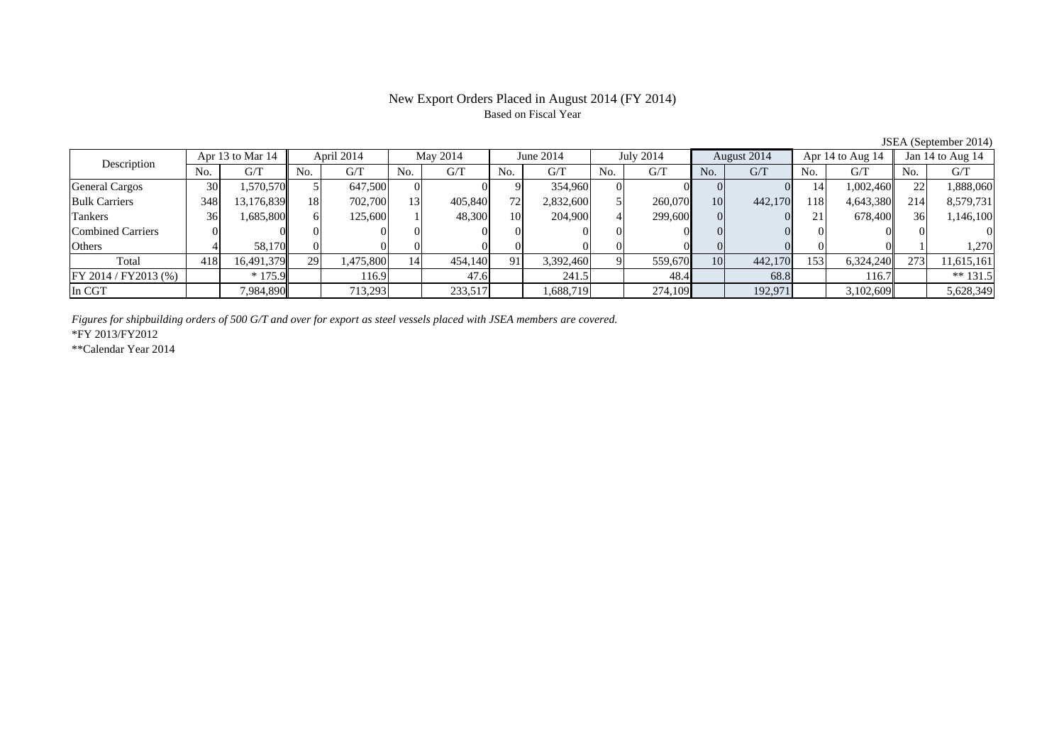# New Export Orders Placed in August 2014 (FY 2014)

Based on Fiscal Year

JSEA (September 2014)

| Description | Apr 13 to Mar 14 | | April 2014 | | May 2014 | | June 2014 | | July 2014 | | August 2014 | | Apr 14 to Aug 14 | | Jan 14 to Aug 14 | |
|---|---|---|---|---|---|---|---|---|---|---|---|---|---|---|---|---|
| | No. | G/T | No. | G/T | No. | G/T | No. | G/T | No. | G/T | No. | G/T | No. | G/T | No. | G/T |
| General Cargos | 30 | 1,570,570 | 5 | 647,500 | 0 | 0 | 9 | 354,960 | 0 | 0 | 0 | 0 | 14 | 1,002,460 | 22 | 1,888,060 |
| Bulk Carriers | 348 | 13,176,839 | 18 | 702,700 | 13 | 405,840 | 72 | 2,832,600 | 5 | 260,070 | 10 | 442,170 | 118 | 4,643,380 | 214 | 8,579,731 |
| Tankers | 36 | 1,685,800 | 6 | 125,600 | 1 | 48,300 | 10 | 204,900 | 4 | 299,600 | 0 | 0 | 21 | 678,400 | 36 | 1,146,100 |
| Combined Carriers | 0 | 0 | 0 | 0 | 0 | 0 | 0 | 0 | 0 | 0 | 0 | 0 | 0 | 0 | 0 | 0 |
| Others | 4 | 58,170 | 0 | 0 | 0 | 0 | 0 | 0 | 0 | 0 | 0 | 0 | 0 | 0 | 1 | 1,270 |
| Total | 418 | 16,491,379 | 29 | 1,475,800 | 14 | 454,140 | 91 | 3,392,460 | 9 | 559,670 | 10 | 442,170 | 153 | 6,324,240 | 273 | 11,615,161 |
| FY 2014 / FY2013 (%) | | * 175.9 | | 116.9 | | 47.6 | | 241.5 | | 48.4 | | 68.8 | | 116.7 | | ** 131.5 |
| In CGT | | 7,984,890 | | 713,293 | | 233,517 | | 1,688,719 | | 274,109 | | 192,971 | | 3,102,609 | | 5,628,349 |

*Figures for shipbuilding orders of 500 G/T and over for export as steel vessels placed with JSEA members are covered.*

*FY 2013/FY2012

**Calendar Year 2014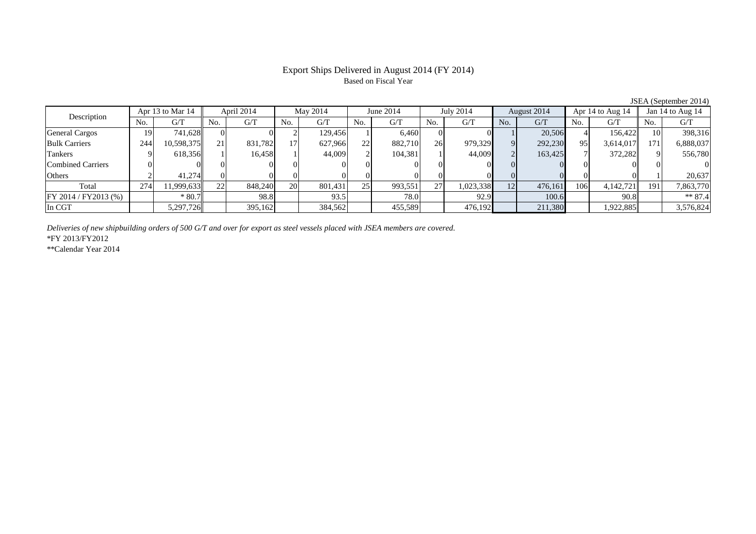# Export Ships Delivered in August 2014 (FY 2014)

Based on Fiscal Year

JSEA (September 2014)

| Description | Apr 13 to Mar 14 | | April 2014 | | May 2014 | | June 2014 | | July 2014 | | August 2014 | | Apr 14 to Aug 14 | | Jan 14 to Aug 14 | |
|---|---|---|---|---|---|---|---|---|---|---|---|---|---|---|---|---|
| | No. | G/T | No. | G/T | No. | G/T | No. | G/T | No. | G/T | No. | G/T | No. | G/T | No. | G/T |
| General Cargos | 19 | 741,628 | 0 | 0 | 2 | 129,456 | 1 | 6,460 | 0 | 0 | 1 | 20,506 | 4 | 156,422 | 10 | 398,316 |
| Bulk Carriers | 244 | 10,598,375 | 21 | 831,782 | 17 | 627,966 | 22 | 882,710 | 26 | 979,329 | 9 | 292,230 | 95 | 3,614,017 | 171 | 6,888,037 |
| Tankers | 9 | 618,356 | 1 | 16,458 | 1 | 44,009 | 2 | 104,381 | 1 | 44,009 | 2 | 163,425 | 7 | 372,282 | 9 | 556,780 |
| Combined Carriers | 0 | 0 | 0 | 0 | 0 | 0 | 0 | 0 | 0 | 0 | 0 | 0 | 0 | 0 | 0 | 0 |
| Others | 2 | 41,274 | 0 | 0 | 0 | 0 | 0 | 0 | 0 | 0 | 0 | 0 | 0 | 0 | 1 | 20,637 |
| Total | 274 | 11,999,633 | 22 | 848,240 | 20 | 801,431 | 25 | 993,551 | 27 | 1,023,338 | 12 | 476,161 | 106 | 4,142,721 | 191 | 7,863,770 |
| FY 2014 / FY2013 (%) | | * 80.7 | | 98.8 | | 93.5 | | 78.0 | | 92.9 | | 100.6 | | 90.8 | | ** 87.4 |
| In CGT | | 5,297,726 | | 395,162 | | 384,562 | | 455,589 | | 476,192 | | 211,380 | | 1,922,885 | | 3,576,824 |

*Deliveries of new shipbuilding orders of 500 G/T and over for export as steel vessels placed with JSEA members are covered.*

*FY 2013/FY2012

**Calendar Year 2014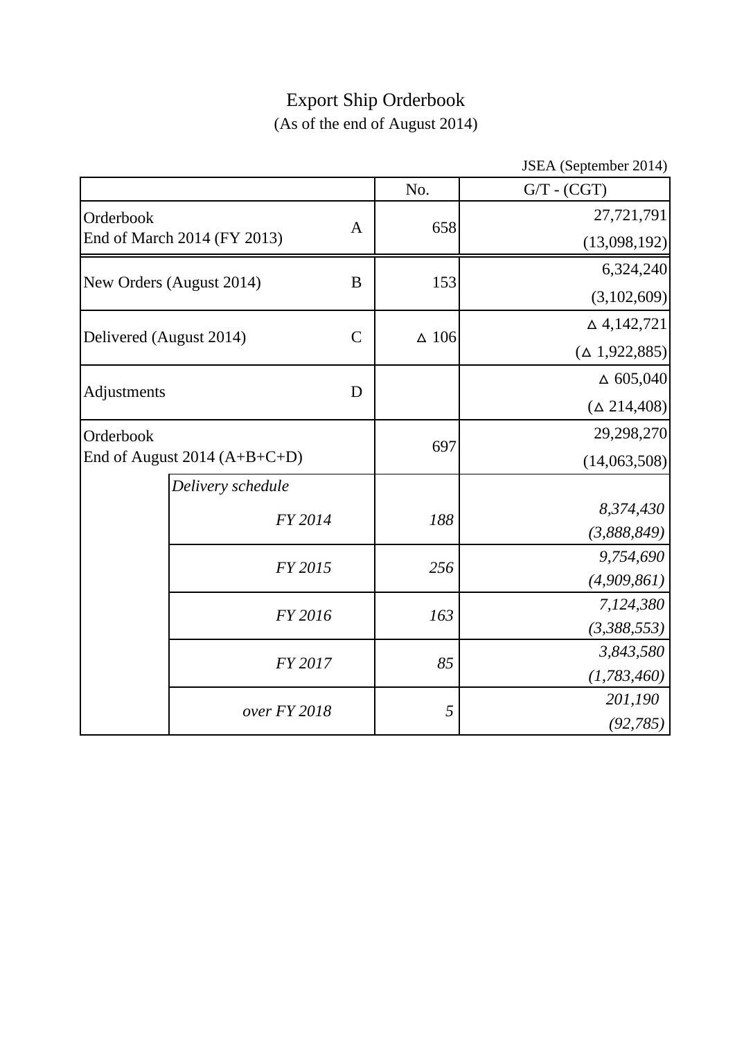# Export Ship Orderbook

(As of the end of August 2014)

JSEA (September 2014)

| | | | No. | G/T - (CGT) |
|---|---|---|---|---|
| Orderbook<br>End of March 2014 (FY 2013) | | A | 658 | 27,721,791<br>(13,098,192) |
| New Orders (August 2014) | | B | 153 | 6,324,240<br>(3,102,609) |
| Delivered (August 2014) | | C | ∆ 106 | ∆ 4,142,721<br>(∆ 1,922,885) |
| Adjustments | | D | | ∆ 605,040<br>(∆ 214,408) |
| Orderbook<br>End of August 2014 (A+B+C+D) | | | 697 | 29,298,270<br>(14,063,508) |
| | *Delivery schedule*<br>*FY 2014* | | *188* | *8,374,430*<br>*(3,888,849)* |
| | *FY 2015* | | *256* | *9,754,690*<br>*(4,909,861)* |
| | *FY 2016* | | *163* | *7,124,380*<br>*(3,388,553)* |
| | *FY 2017* | | *85* | *3,843,580*<br>*(1,783,460)* |
| | *over FY 2018* | | *5* | *201,190*<br>*(92,785)* |